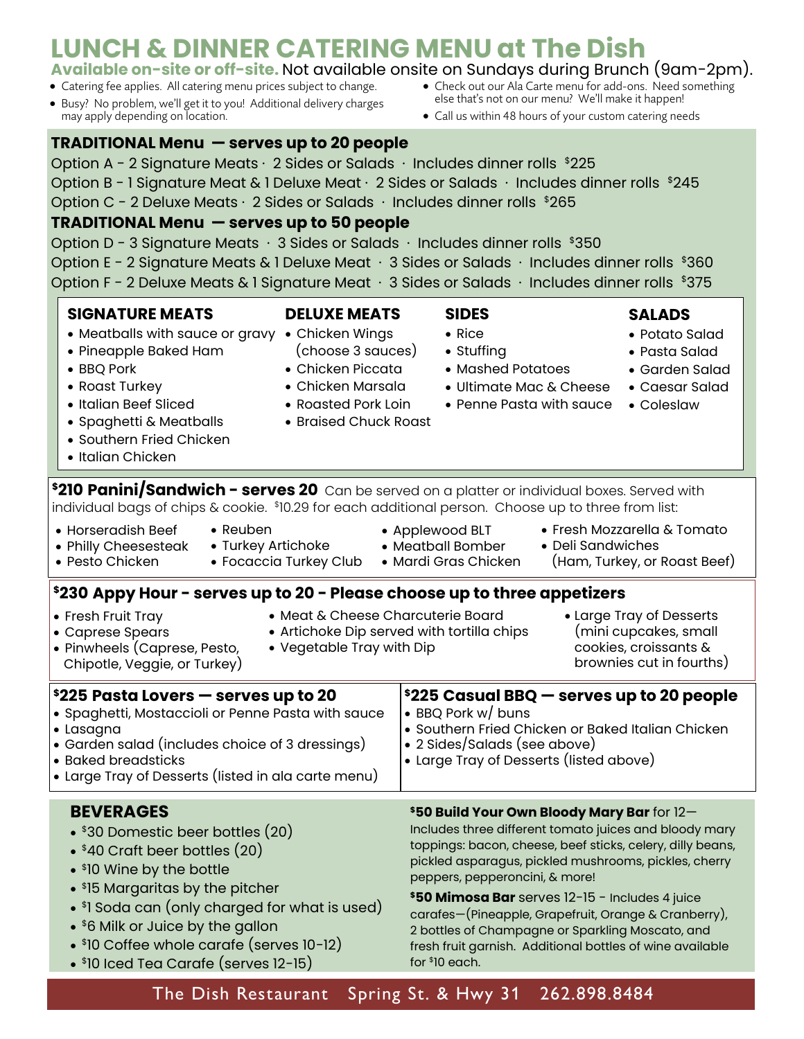# LUNCH & DINNER CATERING MENU at The Dish

**Available on-site or off-site.** Not available onsite on Sundays during Brunch (9am-2pm).

- Catering fee applies. All catering menu prices subject to change.
- Busy? No problem, we'll get it to you! Additional delivery charges may apply depending on location.
- Check out our Ala Carte menu for add-ons. Need something else that's not on our menu? We'll make it happen!
- Call us within 48 hours of your custom catering needs

## TRADITIONAL Menu — serves up to 20 people

Option A - 2 Signature Meats · 2 Sides or Salads · Includes dinner rolls $225

Option B - 1 Signature Meat & 1 Deluxe Meat · 2 Sides or Salads · Includes dinner rolls $245

Option C - 2 Deluxe Meats · 2 Sides or Salads · Includes dinner rolls $265

## TRADITIONAL Menu — serves up to 50 people

Option D - 3 Signature Meats · 3 Sides or Salads · Includes dinner rolls $350

Option E - 2 Signature Meats & 1 Deluxe Meat · 3 Sides or Salads · Includes dinner rolls $360

Option F - 2 Deluxe Meats & 1 Signature Meat · 3 Sides or Salads · Includes dinner rolls $375

### SIGNATURE MEATS

- Meatballs with sauce or gravy
- Pineapple Baked Ham
- BBQ Pork
- Roast Turkey
- Italian Beef Sliced
- Spaghetti & Meatballs
- Southern Fried Chicken
- Italian Chicken

### DELUXE MEATS

- Chicken Wings (choose 3 sauces)
- Chicken Piccata
- Chicken Marsala
- Roasted Pork Loin
- Braised Chuck Roast

### SIDES

- Rice
- Stuffing
- Mashed Potatoes
- Ultimate Mac & Cheese
- Penne Pasta with sauce

### SALADS

- Potato Salad
- Pasta Salad
- Garden Salad
- Caesar Salad
- Coleslaw

## $210 Panini/Sandwich - serves 20

Can be served on a platter or individual boxes. Served with individual bags of chips & cookie. $10.29 for each additional person. Choose up to three from list:

- Horseradish Beef
- Philly Cheesesteak
- Pesto Chicken
- Reuben
- Turkey Artichoke
- Focaccia Turkey Club
- Applewood BLT
- Meatball Bomber
- Mardi Gras Chicken
- Fresh Mozzarella & Tomato
- Deli Sandwiches (Ham, Turkey, or Roast Beef)

## $230 Appy Hour - serves up to 20 - Please choose up to three appetizers

- Fresh Fruit Tray
- Caprese Spears
- Pinwheels (Caprese, Pesto, Chipotle, Veggie, or Turkey)
- Meat & Cheese Charcuterie Board
- Artichoke Dip served with tortilla chips
- Vegetable Tray with Dip
- Large Tray of Desserts (mini cupcakes, small cookies, croissants & brownies cut in fourths)

## $225 Pasta Lovers — serves up to 20

- Spaghetti, Mostaccioli or Penne Pasta with sauce
- Lasagna
- Garden salad (includes choice of 3 dressings)
- Baked breadsticks
- Large Tray of Desserts (listed in ala carte menu)

## $225 Casual BBQ — serves up to 20 people

- BBQ Pork w/ buns
- Southern Fried Chicken or Baked Italian Chicken
- 2 Sides/Salads (see above)
- Large Tray of Desserts (listed above)

## BEVERAGES

- $30 Domestic beer bottles (20)
- $40 Craft beer bottles (20)
- $10 Wine by the bottle
- $15 Margaritas by the pitcher
- $1 Soda can (only charged for what is used)
- $6 Milk or Juice by the gallon
- $10 Coffee whole carafe (serves 10-12)
- $10 Iced Tea Carafe (serves 12-15)

**$50 Build Your Own Bloody Mary Bar** for 12— Includes three different tomato juices and bloody mary toppings: bacon, cheese, beef sticks, celery, dilly beans, pickled asparagus, pickled mushrooms, pickles, cherry peppers, pepperoncini, & more!

**$50 Mimosa Bar** serves 12-15 - Includes 4 juice carafes—(Pineapple, Grapefruit, Orange & Cranberry), 2 bottles of Champagne or Sparkling Moscato, and fresh fruit garnish. Additional bottles of wine available for $10 each.

The Dish Restaurant Spring St. & Hwy 31 262.898.8484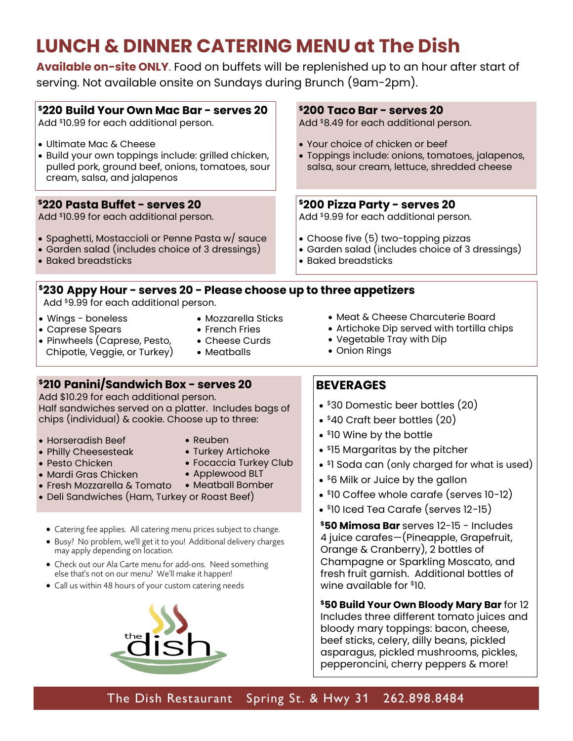# LUNCH & DINNER CATERING MENU at The Dish

**Available on-site ONLY**. Food on buffets will be replenished up to an hour after start of serving. Not available onsite on Sundays during Brunch (9am-2pm).

### $220 Build Your Own Mac Bar - serves 20

Add $10.99 for each additional person.

- Ultimate Mac & Cheese
- Build your own toppings include: grilled chicken, pulled pork, ground beef, onions, tomatoes, sour cream, salsa, and jalapenos

### $200 Taco Bar - serves 20

Add $8.49 for each additional person.

- Your choice of chicken or beef
- Toppings include: onions, tomatoes, jalapenos, salsa, sour cream, lettuce, shredded cheese

### $220 Pasta Buffet - serves 20

Add $10.99 for each additional person.

- Spaghetti, Mostaccioli or Penne Pasta w/ sauce
- Garden salad (includes choice of 3 dressings)
- Baked breadsticks

### $200 Pizza Party - serves 20

Add $9.99 for each additional person.

- Choose five (5) two-topping pizzas
- Garden salad (includes choice of 3 dressings)
- Baked breadsticks

### $230 Appy Hour - serves 20 - Please choose up to three appetizers

Add $9.99 for each additional person.

- Wings - boneless
- Caprese Spears
- Pinwheels (Caprese, Pesto, Chipotle, Veggie, or Turkey)
- Mozzarella Sticks
- French Fries
- Cheese Curds
- Meatballs
- Meat & Cheese Charcuterie Board
- Artichoke Dip served with tortilla chips
- Vegetable Tray with Dip
- Onion Rings

### $210 Panini/Sandwich Box - serves 20

Add $10.29 for each additional person.
Half sandwiches served on a platter. Includes bags of chips (individual) & cookie. Choose up to three:

- Horseradish Beef
- Philly Cheesesteak
- Pesto Chicken
- Mardi Gras Chicken
- Fresh Mozzarella & Tomato
- Reuben
- Turkey Artichoke
- Focaccia Turkey Club
- Applewood BLT
- Meatball Bomber
- Deli Sandwiches (Ham, Turkey or Roast Beef)

- Catering fee applies. All catering menu prices subject to change.
- Busy? No problem, we'll get it to you! Additional delivery charges may apply depending on location.
- Check out our Ala Carte menu for add-ons. Need something else that's not on our menu? We'll make it happen!
- Call us within 48 hours of your custom catering needs

## BEVERAGES

- $30 Domestic beer bottles (20)
- $40 Craft beer bottles (20)
- $10 Wine by the bottle
- $15 Margaritas by the pitcher
- $1 Soda can (only charged for what is used)
- $6 Milk or Juice by the gallon
- $10 Coffee whole carafe (serves 10-12)
- $10 Iced Tea Carafe (serves 12-15)

**$50 Mimosa Bar** serves 12-15 - Includes 4 juice carafes—(Pineapple, Grapefruit, Orange & Cranberry), 2 bottles of Champagne or Sparkling Moscato, and fresh fruit garnish. Additional bottles of wine available for $10.

**$50 Build Your Own Bloody Mary Bar** for 12 Includes three different tomato juices and bloody mary toppings: bacon, cheese, beef sticks, celery, dilly beans, pickled asparagus, pickled mushrooms, pickles, pepperoncini, cherry peppers & more!

The Dish Restaurant Spring St. & Hwy 31 262.898.8484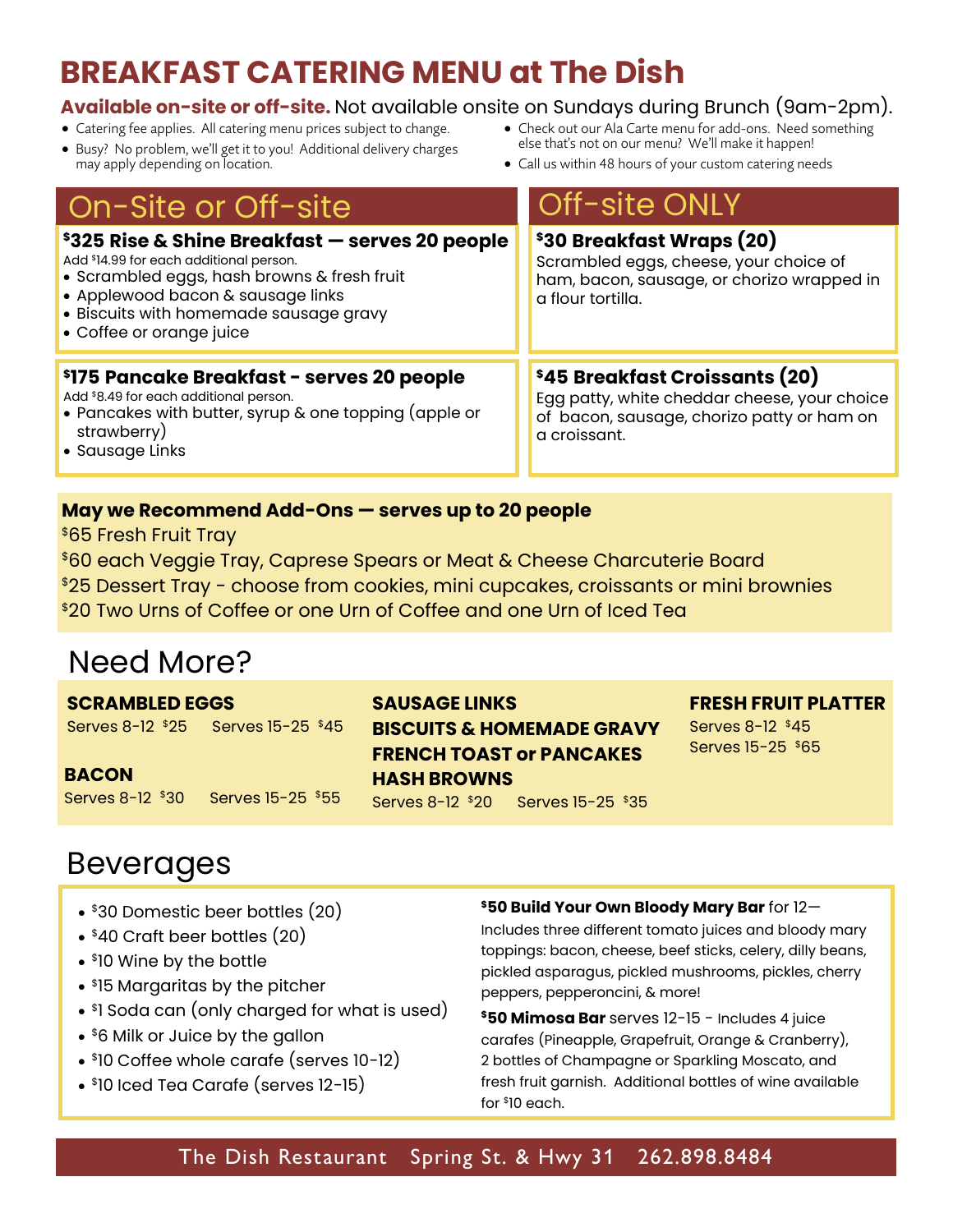# BREAKFAST CATERING MENU at The Dish

**Available on-site or off-site.** Not available onsite on Sundays during Brunch (9am-2pm).

- Catering fee applies. All catering menu prices subject to change.
- Busy? No problem, we'll get it to you! Additional delivery charges may apply depending on location.
- Check out our Ala Carte menu for add-ons. Need something else that's not on our menu? We'll make it happen!
- Call us within 48 hours of your custom catering needs

## On-Site or Off-site

**$325 Rise & Shine Breakfast — serves 20 people**
Add $14.99 for each additional person.

- Scrambled eggs, hash browns & fresh fruit
- Applewood bacon & sausage links
- Biscuits with homemade sausage gravy
- Coffee or orange juice

**$175 Pancake Breakfast - serves 20 people**
Add $8.49 for each additional person.

- Pancakes with butter, syrup & one topping (apple or strawberry)
- Sausage Links

## Off-site ONLY

**$30 Breakfast Wraps (20)**
Scrambled eggs, cheese, your choice of ham, bacon, sausage, or chorizo wrapped in a flour tortilla.

**$45 Breakfast Croissants (20)**
Egg patty, white cheddar cheese, your choice of bacon, sausage, chorizo patty or ham on a croissant.

**May we Recommend Add-Ons — serves up to 20 people**

$65 Fresh Fruit Tray
$60 each Veggie Tray, Caprese Spears or Meat & Cheese Charcuterie Board
$25 Dessert Tray - choose from cookies, mini cupcakes, croissants or mini brownies
$20 Two Urns of Coffee or one Urn of Coffee and one Urn of Iced Tea

## Need More?

**SCRAMBLED EGGS**
Serves 8-12 $25 Serves 15-25 $45

**BACON**
Serves 8-12 $30 Serves 15-25 $55

**SAUSAGE LINKS**
**BISCUITS & HOMEMADE GRAVY**
**FRENCH TOAST or PANCAKES**
**HASH BROWNS**
Serves 8-12 $20 Serves 15-25 $35

**FRESH FRUIT PLATTER**
Serves 8-12 $45
Serves 15-25 $65

## Beverages

- $30 Domestic beer bottles (20)
- $40 Craft beer bottles (20)
- $10 Wine by the bottle
- $15 Margaritas by the pitcher
- $1 Soda can (only charged for what is used)
- $6 Milk or Juice by the gallon
- $10 Coffee whole carafe (serves 10-12)
- $10 Iced Tea Carafe (serves 12-15)

**$50 Build Your Own Bloody Mary Bar** for 12— Includes three different tomato juices and bloody mary toppings: bacon, cheese, beef sticks, celery, dilly beans, pickled asparagus, pickled mushrooms, pickles, cherry peppers, pepperoncini, & more!

**$50 Mimosa Bar** serves 12-15 - Includes 4 juice carafes (Pineapple, Grapefruit, Orange & Cranberry), 2 bottles of Champagne or Sparkling Moscato, and fresh fruit garnish. Additional bottles of wine available for $10 each.

The Dish Restaurant Spring St. & Hwy 31 262.898.8484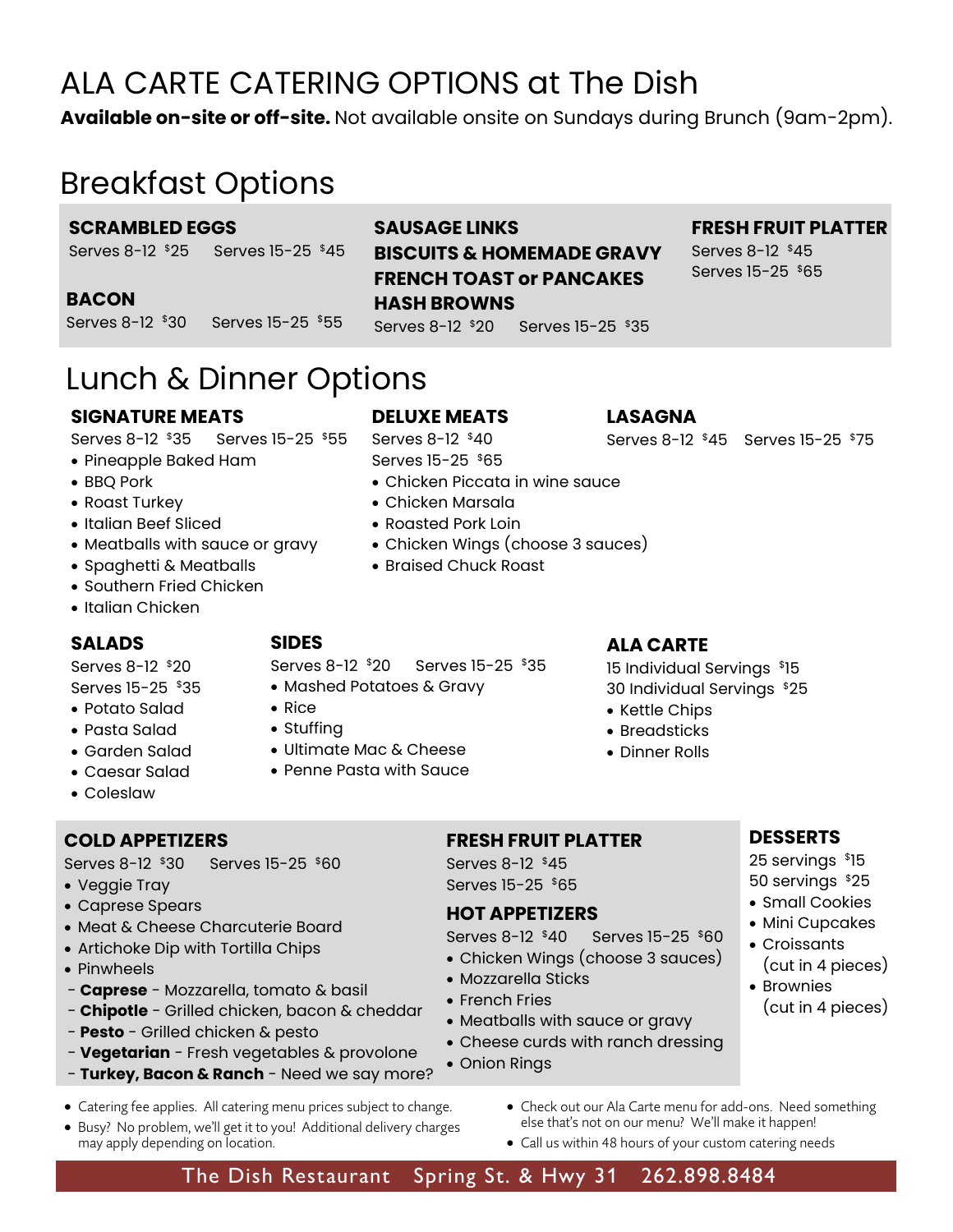# ALA CARTE CATERING OPTIONS at The Dish

**Available on-site or off-site.** Not available onsite on Sundays during Brunch (9am-2pm).

## Breakfast Options

### SCRAMBLED EGGS

Serves 8-12 $25 Serves 15-25 $45

### BACON

Serves 8-12 $30 Serves 15-25 $55

### SAUSAGE LINKS
### BISCUITS & HOMEMADE GRAVY
### FRENCH TOAST or PANCAKES
### HASH BROWNS

Serves 8-12 $20 Serves 15-25 $35

### FRESH FRUIT PLATTER

Serves 8-12 $45
Serves 15-25 $65

## Lunch & Dinner Options

### SIGNATURE MEATS

Serves 8-12 $35 Serves 15-25 $55

- Pineapple Baked Ham
- BBQ Pork
- Roast Turkey
- Italian Beef Sliced
- Meatballs with sauce or gravy
- Spaghetti & Meatballs
- Southern Fried Chicken
- Italian Chicken

### DELUXE MEATS

Serves 8-12 $40
Serves 15-25 $65

- Chicken Piccata in wine sauce
- Chicken Marsala
- Roasted Pork Loin
- Chicken Wings (choose 3 sauces)
- Braised Chuck Roast

### LASAGNA

Serves 8-12 $45 Serves 15-25 $75

### SALADS

Serves 8-12 $20
Serves 15-25 $35

- Potato Salad
- Pasta Salad
- Garden Salad
- Caesar Salad
- Coleslaw

### SIDES

Serves 8-12 $20 Serves 15-25 $35

- Mashed Potatoes & Gravy
- Rice
- Stuffing
- Ultimate Mac & Cheese
- Penne Pasta with Sauce

### ALA CARTE

15 Individual Servings $15
30 Individual Servings $25

- Kettle Chips
- Breadsticks
- Dinner Rolls

### COLD APPETIZERS

Serves 8-12 $30 Serves 15-25 $60

- Veggie Tray
- Caprese Spears
- Meat & Cheese Charcuterie Board
- Artichoke Dip with Tortilla Chips
- Pinwheels
  - **Caprese** - Mozzarella, tomato & basil
  - **Chipotle** - Grilled chicken, bacon & cheddar
  - **Pesto** - Grilled chicken & pesto
  - **Vegetarian** - Fresh vegetables & provolone
  - **Turkey, Bacon & Ranch** - Need we say more?

### FRESH FRUIT PLATTER

Serves 8-12 $45
Serves 15-25 $65

### HOT APPETIZERS

Serves 8-12 $40 Serves 15-25 $60

- Chicken Wings (choose 3 sauces)
- Mozzarella Sticks
- French Fries
- Meatballs with sauce or gravy
- Cheese curds with ranch dressing
- Onion Rings

### DESSERTS

25 servings $15
50 servings $25

- Small Cookies
- Mini Cupcakes
- Croissants (cut in 4 pieces)
- Brownies (cut in 4 pieces)

---

- Catering fee applies. All catering menu prices subject to change.
- Busy? No problem, we'll get it to you! Additional delivery charges may apply depending on location.
- Check out our Ala Carte menu for add-ons. Need something else that's not on our menu? We'll make it happen!
- Call us within 48 hours of your custom catering needs

The Dish Restaurant Spring St. & Hwy 31 262.898.8484